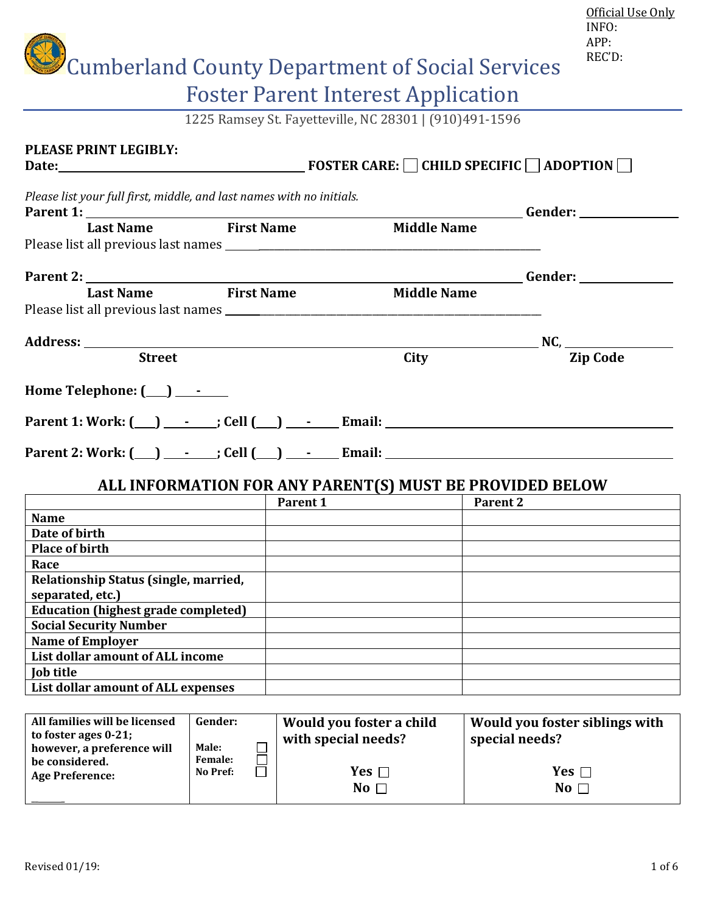Official Use Only
INFO:
APP:
REC'D:

# Cumberland County Department of Social Services
## Foster Parent Interest Application

1225 Ramsey St. Fayetteville, NC 28301 | (910)491-1596

**PLEASE PRINT LEGIBLY:**

**Date:** ______________________ **FOSTER CARE:** ☐ **CHILD SPECIFIC** ☐ **ADOPTION** ☐

*Please list your full first, middle, and last names with no initials.*

**Parent 1:** ____________________________________________ **Gender:** __________
**Last Name** **First Name** **Middle Name**

Please list all previous last names ______________________________

**Parent 2:** ____________________________________________ **Gender:** __________
**Last Name** **First Name** **Middle Name**

Please list all previous last names ______________________________

**Address:** ____________________________________________ **NC,** __________
**Street** **City** **Zip Code**

**Home Telephone: (___) ___-____**

**Parent 1: Work: (___) ___-____; Cell (___) ___-____ Email:** ______________________

**Parent 2: Work: (___) ___-____; Cell (___) ___-____ Email:** ______________________

### ALL INFORMATION FOR ANY PARENT(S) MUST BE PROVIDED BELOW

| | Parent 1 | Parent 2 |
|---|---|---|
| **Name** | | |
| **Date of birth** | | |
| **Place of birth** | | |
| **Race** | | |
| **Relationship Status (single, married, separated, etc.)** | | |
| **Education (highest grade completed)** | | |
| **Social Security Number** | | |
| **Name of Employer** | | |
| **List dollar amount of ALL income** | | |
| **Job title** | | |
| **List dollar amount of ALL expenses** | | |

| **All families will be licensed to foster ages 0-21; however, a preference will be considered. Age Preference:** ______ | **Gender:** Male: ☐ Female: ☐ No Pref: ☐ | **Would you foster a child with special needs?** Yes ☐ No ☐ | **Would you foster siblings with special needs?** Yes ☐ No ☐ |
|---|---|---|---|

Revised 01/19: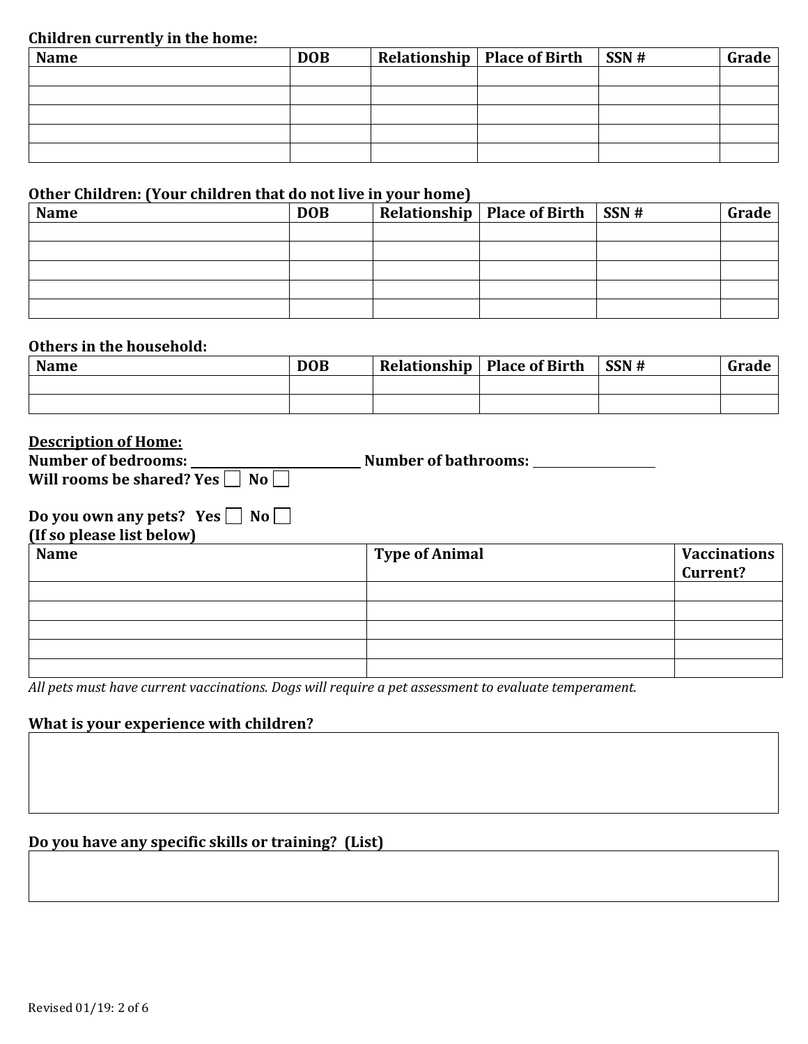**Children currently in the home:**

| Name | DOB | Relationship | Place of Birth | SSN # | Grade |
|---|---|---|---|---|---|
| | | | | | |
| | | | | | |
| | | | | | |
| | | | | | |
| | | | | | |

**Other Children: (Your children that do not live in your home)**

| Name | DOB | Relationship | Place of Birth | SSN # | Grade |
|---|---|---|---|---|---|
| | | | | | |
| | | | | | |
| | | | | | |
| | | | | | |
| | | | | | |

**Others in the household:**

| Name | DOB | Relationship | Place of Birth | SSN # | Grade |
|---|---|---|---|---|---|
| | | | | | |
| | | | | | |

**Description of Home:**

**Number of bedrooms:** ____________________ **Number of bathrooms:** ______________

**Will rooms be shared? Yes ☐ No ☐**

**Do you own any pets? Yes ☐ No ☐**

**(If so please list below)**

| Name | Type of Animal | Vaccinations Current? |
|---|---|---|
| | | |
| | | |
| | | |
| | | |
| | | |

*All pets must have current vaccinations. Dogs will require a pet assessment to evaluate temperament.*

**What is your experience with children?**

&nbsp;

**Do you have any specific skills or training? (List)**

&nbsp;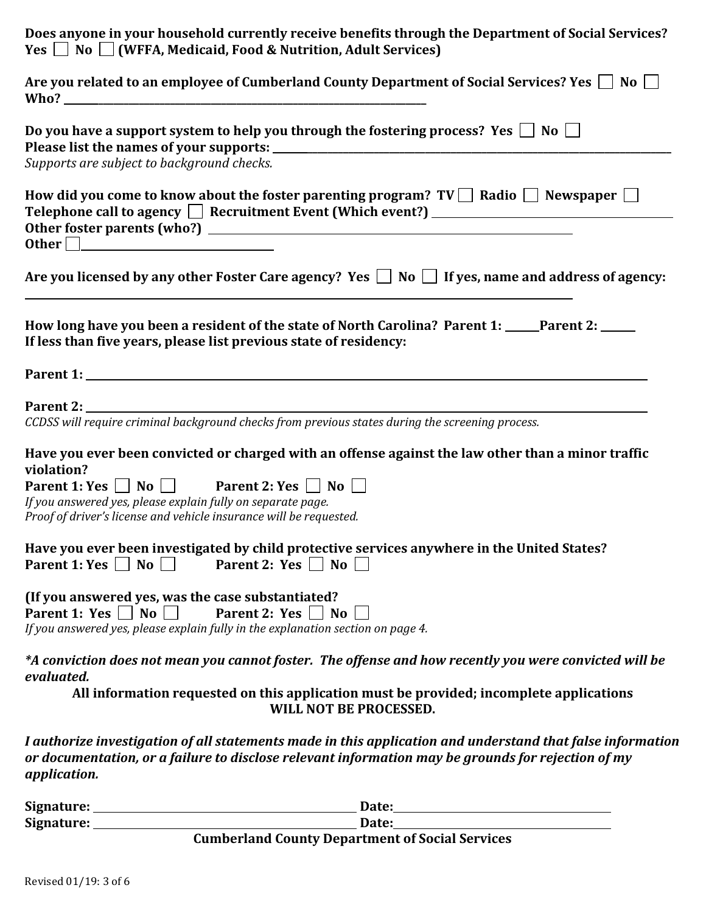**Does anyone in your household currently receive benefits through the Department of Social Services?**
**Yes ☐ No ☐ (WFFA, Medicaid, Food & Nutrition, Adult Services)**

**Are you related to an employee of Cumberland County Department of Social Services? Yes ☐ No ☐**
**Who? ________________________________________________**

**Do you have a support system to help you through the fostering process? Yes ☐ No ☐**
**Please list the names of your supports: ________________________________________________**
*Supports are subject to background checks.*

**How did you come to know about the foster parenting program? TV ☐ Radio ☐ Newspaper ☐**
**Telephone call to agency ☐ Recruitment Event (Which event?) ______________________________**
**Other foster parents (who?) ______________________________________________**
**Other ☐ ________________________**

**Are you licensed by any other Foster Care agency? Yes ☐ No ☐ If yes, name and address of agency:**
________________________________________________________________

**How long have you been a resident of the state of North Carolina? Parent 1: ______Parent 2: ______**
**If less than five years, please list previous state of residency:**

**Parent 1:** ________________________________________________________________

**Parent 2:** ________________________________________________________________
*CCDSS will require criminal background checks from previous states during the screening process.*

**Have you ever been convicted or charged with an offense against the law other than a minor traffic violation?**
**Parent 1: Yes ☐ No ☐ Parent 2: Yes ☐ No ☐**
*If you answered yes, please explain fully on separate page.*
*Proof of driver's license and vehicle insurance will be requested.*

**Have you ever been investigated by child protective services anywhere in the United States?**
**Parent 1: Yes ☐ No ☐ Parent 2: Yes ☐ No ☐**

**(If you answered yes, was the case substantiated?**
**Parent 1: Yes ☐ No ☐ Parent 2: Yes ☐ No ☐**
*If you answered yes, please explain fully in the explanation section on page 4.*

***A conviction does not mean you cannot foster. The offense and how recently you were convicted will be evaluated.***

**All information requested on this application must be provided; incomplete applications WILL NOT BE PROCESSED.**

***I authorize investigation of all statements made in this application and understand that false information or documentation, or a failure to disclose relevant information may be grounds for rejection of my application.***

**Signature:** ______________________________ **Date:** ______________________
**Signature:** ______________________________ **Date:** ______________________

**Cumberland County Department of Social Services**

Revised 01/19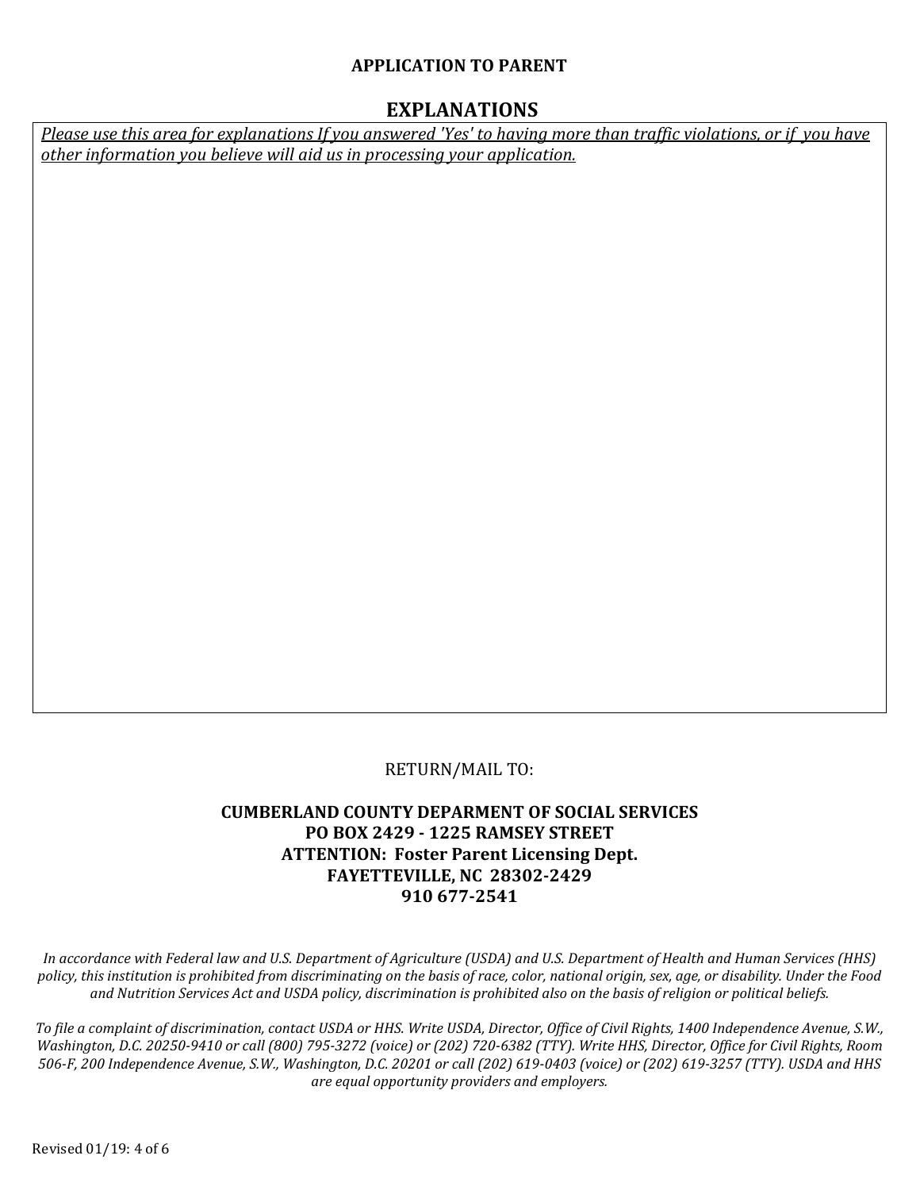**APPLICATION TO PARENT**

## EXPLANATIONS

*Please use this area for explanations If you answered 'Yes' to having more than traffic violations, or if you have other information you believe will aid us in processing your application.*

RETURN/MAIL TO:

**CUMBERLAND COUNTY DEPARMENT OF SOCIAL SERVICES**
**PO BOX 2429 - 1225 RAMSEY STREET**
**ATTENTION: Foster Parent Licensing Dept.**
**FAYETTEVILLE, NC 28302-2429**
**910 677-2541**

*In accordance with Federal law and U.S. Department of Agriculture (USDA) and U.S. Department of Health and Human Services (HHS) policy, this institution is prohibited from discriminating on the basis of race, color, national origin, sex, age, or disability. Under the Food and Nutrition Services Act and USDA policy, discrimination is prohibited also on the basis of religion or political beliefs.*

*To file a complaint of discrimination, contact USDA or HHS. Write USDA, Director, Office of Civil Rights, 1400 Independence Avenue, S.W., Washington, D.C. 20250-9410 or call (800) 795-3272 (voice) or (202) 720-6382 (TTY). Write HHS, Director, Office for Civil Rights, Room 506-F, 200 Independence Avenue, S.W., Washington, D.C. 20201 or call (202) 619-0403 (voice) or (202) 619-3257 (TTY). USDA and HHS are equal opportunity providers and employers.*

Revised 01/19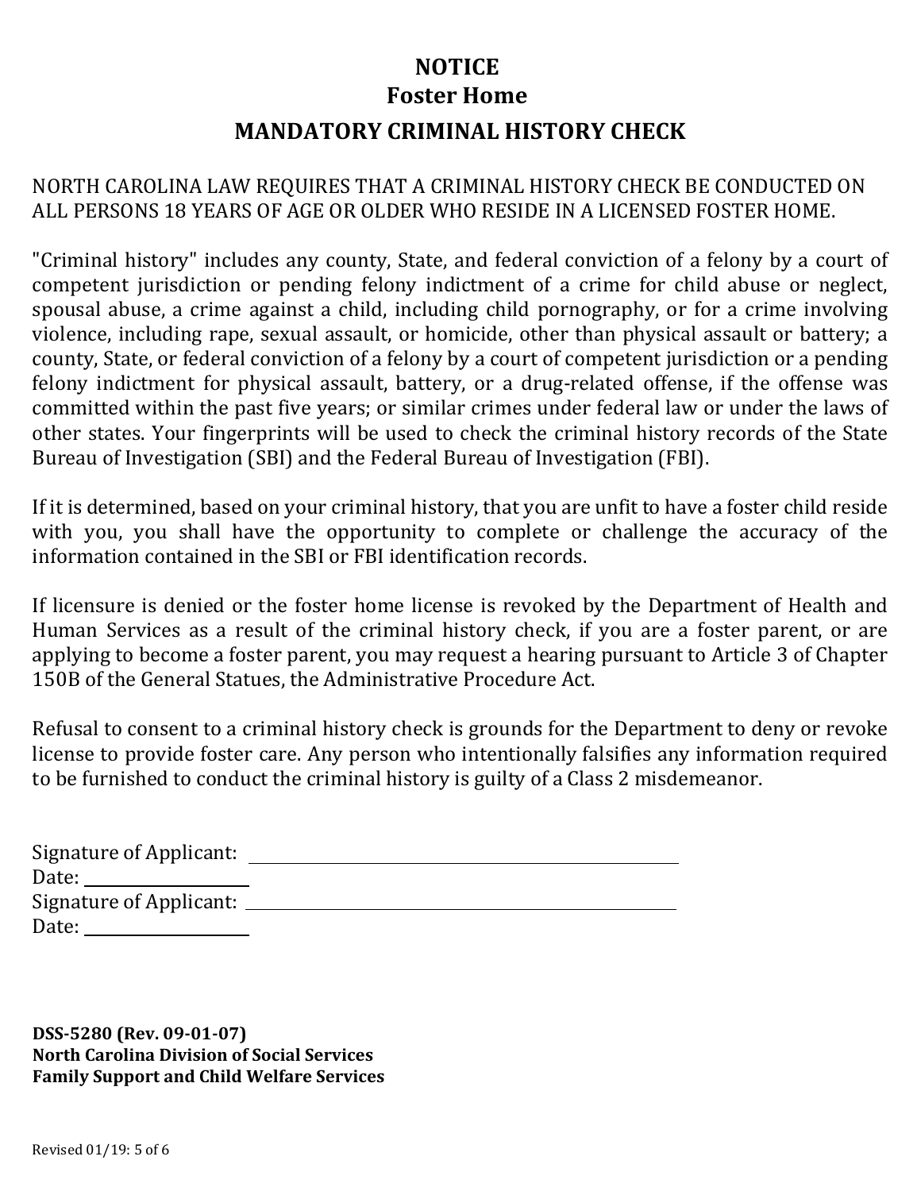# NOTICE
## Foster Home
## MANDATORY CRIMINAL HISTORY CHECK

NORTH CAROLINA LAW REQUIRES THAT A CRIMINAL HISTORY CHECK BE CONDUCTED ON ALL PERSONS 18 YEARS OF AGE OR OLDER WHO RESIDE IN A LICENSED FOSTER HOME.

"Criminal history" includes any county, State, and federal conviction of a felony by a court of competent jurisdiction or pending felony indictment of a crime for child abuse or neglect, spousal abuse, a crime against a child, including child pornography, or for a crime involving violence, including rape, sexual assault, or homicide, other than physical assault or battery; a county, State, or federal conviction of a felony by a court of competent jurisdiction or a pending felony indictment for physical assault, battery, or a drug-related offense, if the offense was committed within the past five years; or similar crimes under federal law or under the laws of other states. Your fingerprints will be used to check the criminal history records of the State Bureau of Investigation (SBI) and the Federal Bureau of Investigation (FBI).

If it is determined, based on your criminal history, that you are unfit to have a foster child reside with you, you shall have the opportunity to complete or challenge the accuracy of the information contained in the SBI or FBI identification records.

If licensure is denied or the foster home license is revoked by the Department of Health and Human Services as a result of the criminal history check, if you are a foster parent, or are applying to become a foster parent, you may request a hearing pursuant to Article 3 of Chapter 150B of the General Statues, the Administrative Procedure Act.

Refusal to consent to a criminal history check is grounds for the Department to deny or revoke license to provide foster care. Any person who intentionally falsifies any information required to be furnished to conduct the criminal history is guilty of a Class 2 misdemeanor.

Signature of Applicant: ______________________________
Date: ______________
Signature of Applicant: ______________________________
Date: ______________

**DSS-5280 (Rev. 09-01-07)**
**North Carolina Division of Social Services**
**Family Support and Child Welfare Services**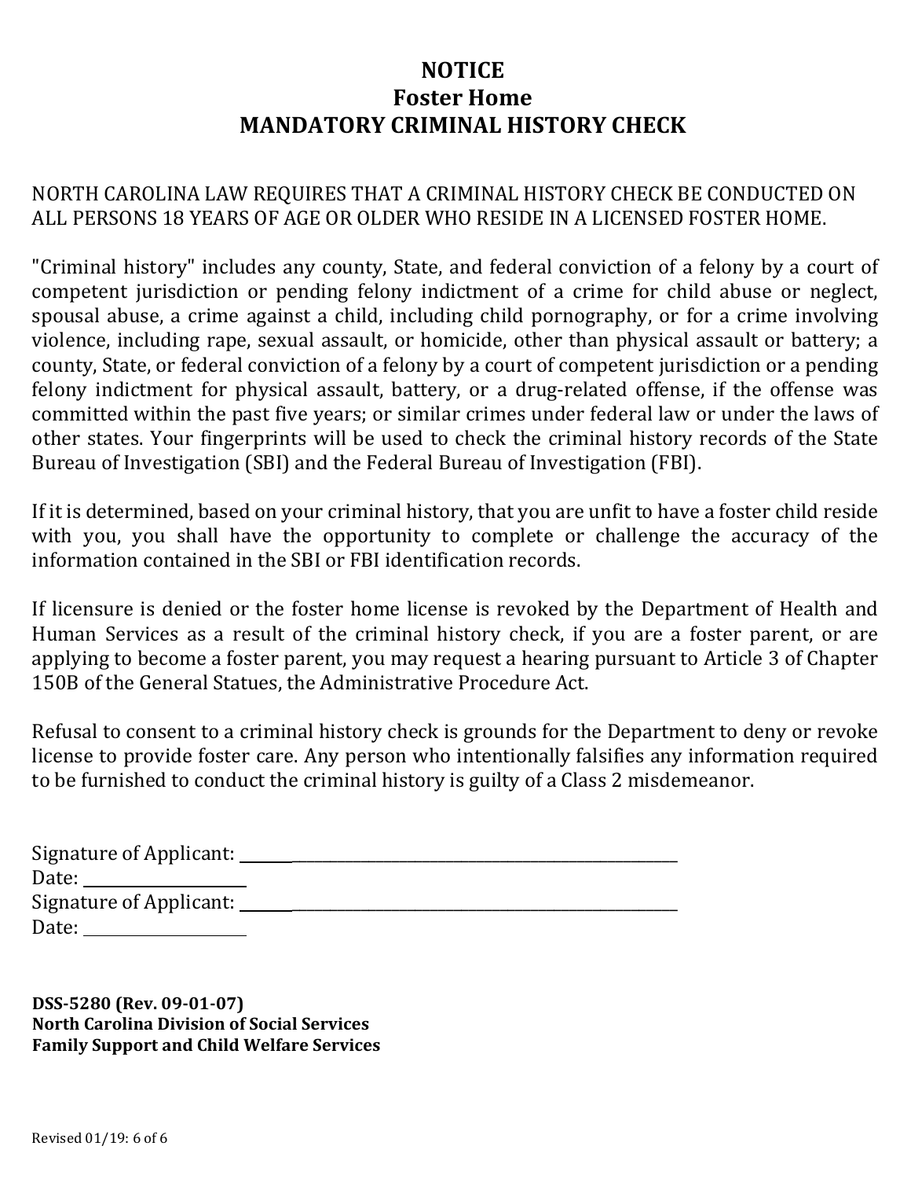# NOTICE
## Foster Home
## MANDATORY CRIMINAL HISTORY CHECK

NORTH CAROLINA LAW REQUIRES THAT A CRIMINAL HISTORY CHECK BE CONDUCTED ON ALL PERSONS 18 YEARS OF AGE OR OLDER WHO RESIDE IN A LICENSED FOSTER HOME.

"Criminal history" includes any county, State, and federal conviction of a felony by a court of competent jurisdiction or pending felony indictment of a crime for child abuse or neglect, spousal abuse, a crime against a child, including child pornography, or for a crime involving violence, including rape, sexual assault, or homicide, other than physical assault or battery; a county, State, or federal conviction of a felony by a court of competent jurisdiction or a pending felony indictment for physical assault, battery, or a drug-related offense, if the offense was committed within the past five years; or similar crimes under federal law or under the laws of other states. Your fingerprints will be used to check the criminal history records of the State Bureau of Investigation (SBI) and the Federal Bureau of Investigation (FBI).

If it is determined, based on your criminal history, that you are unfit to have a foster child reside with you, you shall have the opportunity to complete or challenge the accuracy of the information contained in the SBI or FBI identification records.

If licensure is denied or the foster home license is revoked by the Department of Health and Human Services as a result of the criminal history check, if you are a foster parent, or are applying to become a foster parent, you may request a hearing pursuant to Article 3 of Chapter 150B of the General Statues, the Administrative Procedure Act.

Refusal to consent to a criminal history check is grounds for the Department to deny or revoke license to provide foster care. Any person who intentionally falsifies any information required to be furnished to conduct the criminal history is guilty of a Class 2 misdemeanor.

Signature of Applicant: ______________________________

Date: ______________

Signature of Applicant: ______________________________

Date: ______________

**DSS-5280 (Rev. 09-01-07)**
**North Carolina Division of Social Services**
**Family Support and Child Welfare Services**